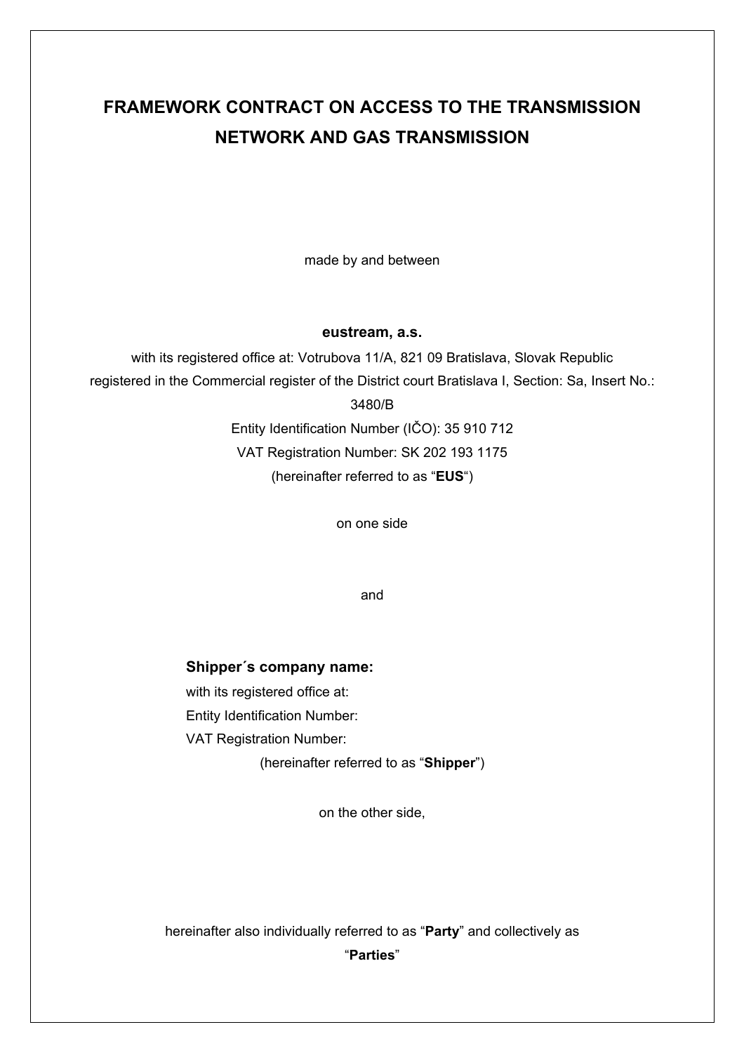# FRAMEWORK CONTRACT ON ACCESS TO THE TRANSMISSION NETWORK AND GAS TRANSMISSION

made by and between

**eustream, a.s.**

with its registered office at: Votrubova 11/A, 821 09 Bratislava, Slovak Republic
registered in the Commercial register of the District court Bratislava I, Section: Sa, Insert No.: 3480/B
Entity Identification Number (IČO): 35 910 712
VAT Registration Number: SK 202 193 1175
(hereinafter referred to as "**EUS**")

on one side

and

**Shipper´s company name:**
with its registered office at:
Entity Identification Number:
VAT Registration Number:
(hereinafter referred to as "**Shipper**")

on the other side,

hereinafter also individually referred to as "**Party**" and collectively as "**Parties**"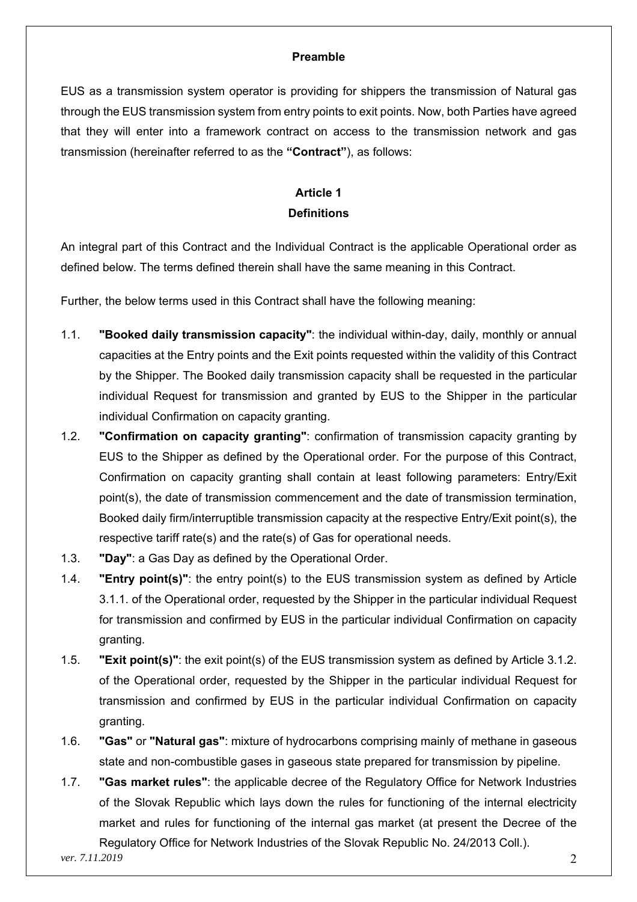## Preamble

EUS as a transmission system operator is providing for shippers the transmission of Natural gas through the EUS transmission system from entry points to exit points. Now, both Parties have agreed that they will enter into a framework contract on access to the transmission network and gas transmission (hereinafter referred to as the **"Contract"**), as follows:

## Article 1
## Definitions

An integral part of this Contract and the Individual Contract is the applicable Operational order as defined below. The terms defined therein shall have the same meaning in this Contract.

Further, the below terms used in this Contract shall have the following meaning:

1.1. **"Booked daily transmission capacity"**: the individual within-day, daily, monthly or annual capacities at the Entry points and the Exit points requested within the validity of this Contract by the Shipper. The Booked daily transmission capacity shall be requested in the particular individual Request for transmission and granted by EUS to the Shipper in the particular individual Confirmation on capacity granting.

1.2. **"Confirmation on capacity granting"**: confirmation of transmission capacity granting by EUS to the Shipper as defined by the Operational order. For the purpose of this Contract, Confirmation on capacity granting shall contain at least following parameters: Entry/Exit point(s), the date of transmission commencement and the date of transmission termination, Booked daily firm/interruptible transmission capacity at the respective Entry/Exit point(s), the respective tariff rate(s) and the rate(s) of Gas for operational needs.

1.3. **"Day"**: a Gas Day as defined by the Operational Order.

1.4. **"Entry point(s)"**: the entry point(s) to the EUS transmission system as defined by Article 3.1.1. of the Operational order, requested by the Shipper in the particular individual Request for transmission and confirmed by EUS in the particular individual Confirmation on capacity granting.

1.5. **"Exit point(s)"**: the exit point(s) of the EUS transmission system as defined by Article 3.1.2. of the Operational order, requested by the Shipper in the particular individual Request for transmission and confirmed by EUS in the particular individual Confirmation on capacity granting.

1.6. **"Gas"** or **"Natural gas"**: mixture of hydrocarbons comprising mainly of methane in gaseous state and non-combustible gases in gaseous state prepared for transmission by pipeline.

1.7. **"Gas market rules"**: the applicable decree of the Regulatory Office for Network Industries of the Slovak Republic which lays down the rules for functioning of the internal electricity market and rules for functioning of the internal gas market (at present the Decree of the Regulatory Office for Network Industries of the Slovak Republic No. 24/2013 Coll.).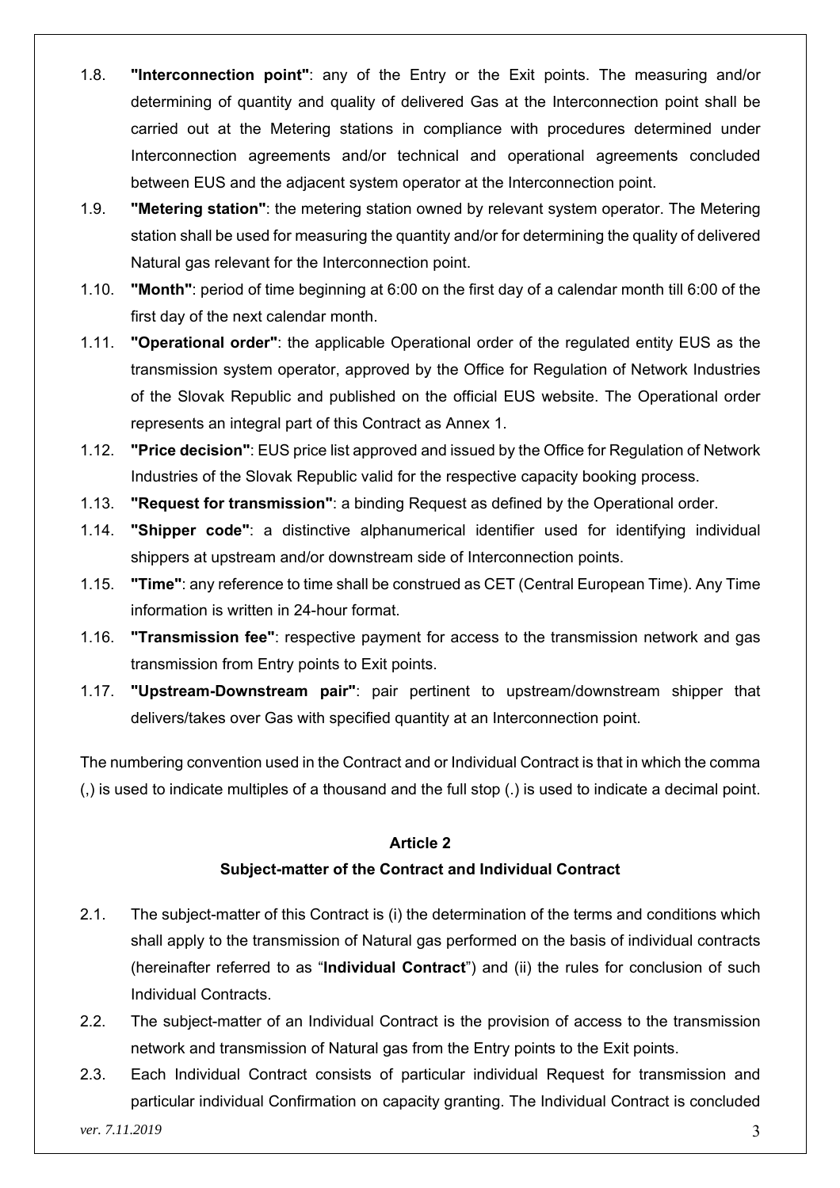1.8. **"Interconnection point"**: any of the Entry or the Exit points. The measuring and/or determining of quantity and quality of delivered Gas at the Interconnection point shall be carried out at the Metering stations in compliance with procedures determined under Interconnection agreements and/or technical and operational agreements concluded between EUS and the adjacent system operator at the Interconnection point.

1.9. **"Metering station"**: the metering station owned by relevant system operator. The Metering station shall be used for measuring the quantity and/or for determining the quality of delivered Natural gas relevant for the Interconnection point.

1.10. **"Month"**: period of time beginning at 6:00 on the first day of a calendar month till 6:00 of the first day of the next calendar month.

1.11. **"Operational order"**: the applicable Operational order of the regulated entity EUS as the transmission system operator, approved by the Office for Regulation of Network Industries of the Slovak Republic and published on the official EUS website. The Operational order represents an integral part of this Contract as Annex 1.

1.12. **"Price decision"**: EUS price list approved and issued by the Office for Regulation of Network Industries of the Slovak Republic valid for the respective capacity booking process.

1.13. **"Request for transmission"**: a binding Request as defined by the Operational order.

1.14. **"Shipper code"**: a distinctive alphanumerical identifier used for identifying individual shippers at upstream and/or downstream side of Interconnection points.

1.15. **"Time"**: any reference to time shall be construed as CET (Central European Time). Any Time information is written in 24-hour format.

1.16. **"Transmission fee"**: respective payment for access to the transmission network and gas transmission from Entry points to Exit points.

1.17. **"Upstream-Downstream pair"**: pair pertinent to upstream/downstream shipper that delivers/takes over Gas with specified quantity at an Interconnection point.

The numbering convention used in the Contract and or Individual Contract is that in which the comma (,) is used to indicate multiples of a thousand and the full stop (.) is used to indicate a decimal point.

## Article 2

## Subject-matter of the Contract and Individual Contract

2.1. The subject-matter of this Contract is (i) the determination of the terms and conditions which shall apply to the transmission of Natural gas performed on the basis of individual contracts (hereinafter referred to as "**Individual Contract**") and (ii) the rules for conclusion of such Individual Contracts.

2.2. The subject-matter of an Individual Contract is the provision of access to the transmission network and transmission of Natural gas from the Entry points to the Exit points.

2.3. Each Individual Contract consists of particular individual Request for transmission and particular individual Confirmation on capacity granting. The Individual Contract is concluded

*ver. 7.11.2019*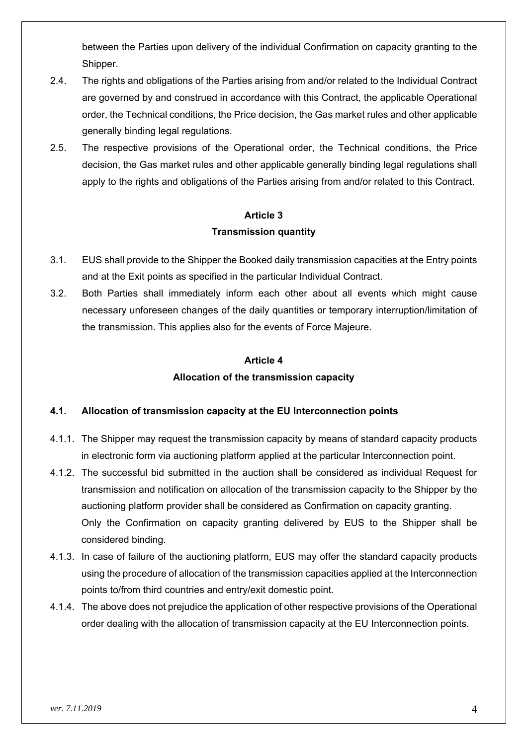between the Parties upon delivery of the individual Confirmation on capacity granting to the Shipper.

2.4. The rights and obligations of the Parties arising from and/or related to the Individual Contract are governed by and construed in accordance with this Contract, the applicable Operational order, the Technical conditions, the Price decision, the Gas market rules and other applicable generally binding legal regulations.

2.5. The respective provisions of the Operational order, the Technical conditions, the Price decision, the Gas market rules and other applicable generally binding legal regulations shall apply to the rights and obligations of the Parties arising from and/or related to this Contract.

## Article 3
## Transmission quantity

3.1. EUS shall provide to the Shipper the Booked daily transmission capacities at the Entry points and at the Exit points as specified in the particular Individual Contract.

3.2. Both Parties shall immediately inform each other about all events which might cause necessary unforeseen changes of the daily quantities or temporary interruption/limitation of the transmission. This applies also for the events of Force Majeure.

## Article 4
## Allocation of the transmission capacity

### 4.1. Allocation of transmission capacity at the EU Interconnection points

4.1.1. The Shipper may request the transmission capacity by means of standard capacity products in electronic form via auctioning platform applied at the particular Interconnection point.

4.1.2. The successful bid submitted in the auction shall be considered as individual Request for transmission and notification on allocation of the transmission capacity to the Shipper by the auctioning platform provider shall be considered as Confirmation on capacity granting. Only the Confirmation on capacity granting delivered by EUS to the Shipper shall be considered binding.

4.1.3. In case of failure of the auctioning platform, EUS may offer the standard capacity products using the procedure of allocation of the transmission capacities applied at the Interconnection points to/from third countries and entry/exit domestic point.

4.1.4. The above does not prejudice the application of other respective provisions of the Operational order dealing with the allocation of transmission capacity at the EU Interconnection points.

*ver. 7.11.2019*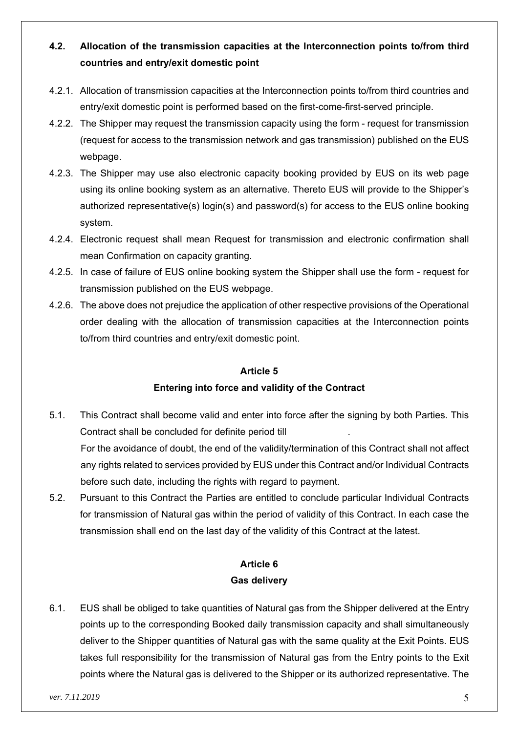**4.2. Allocation of the transmission capacities at the Interconnection points to/from third countries and entry/exit domestic point**

4.2.1. Allocation of transmission capacities at the Interconnection points to/from third countries and entry/exit domestic point is performed based on the first-come-first-served principle.

4.2.2. The Shipper may request the transmission capacity using the form - request for transmission (request for access to the transmission network and gas transmission) published on the EUS webpage.

4.2.3. The Shipper may use also electronic capacity booking provided by EUS on its web page using its online booking system as an alternative. Thereto EUS will provide to the Shipper's authorized representative(s) login(s) and password(s) for access to the EUS online booking system.

4.2.4. Electronic request shall mean Request for transmission and electronic confirmation shall mean Confirmation on capacity granting.

4.2.5. In case of failure of EUS online booking system the Shipper shall use the form - request for transmission published on the EUS webpage.

4.2.6. The above does not prejudice the application of other respective provisions of the Operational order dealing with the allocation of transmission capacities at the Interconnection points to/from third countries and entry/exit domestic point.

## Article 5

## Entering into force and validity of the Contract

5.1. This Contract shall become valid and enter into force after the signing by both Parties. This Contract shall be concluded for definite period till .

For the avoidance of doubt, the end of the validity/termination of this Contract shall not affect any rights related to services provided by EUS under this Contract and/or Individual Contracts before such date, including the rights with regard to payment.

5.2. Pursuant to this Contract the Parties are entitled to conclude particular Individual Contracts for transmission of Natural gas within the period of validity of this Contract. In each case the transmission shall end on the last day of the validity of this Contract at the latest.

## Article 6

## Gas delivery

6.1. EUS shall be obliged to take quantities of Natural gas from the Shipper delivered at the Entry points up to the corresponding Booked daily transmission capacity and shall simultaneously deliver to the Shipper quantities of Natural gas with the same quality at the Exit Points. EUS takes full responsibility for the transmission of Natural gas from the Entry points to the Exit points where the Natural gas is delivered to the Shipper or its authorized representative. The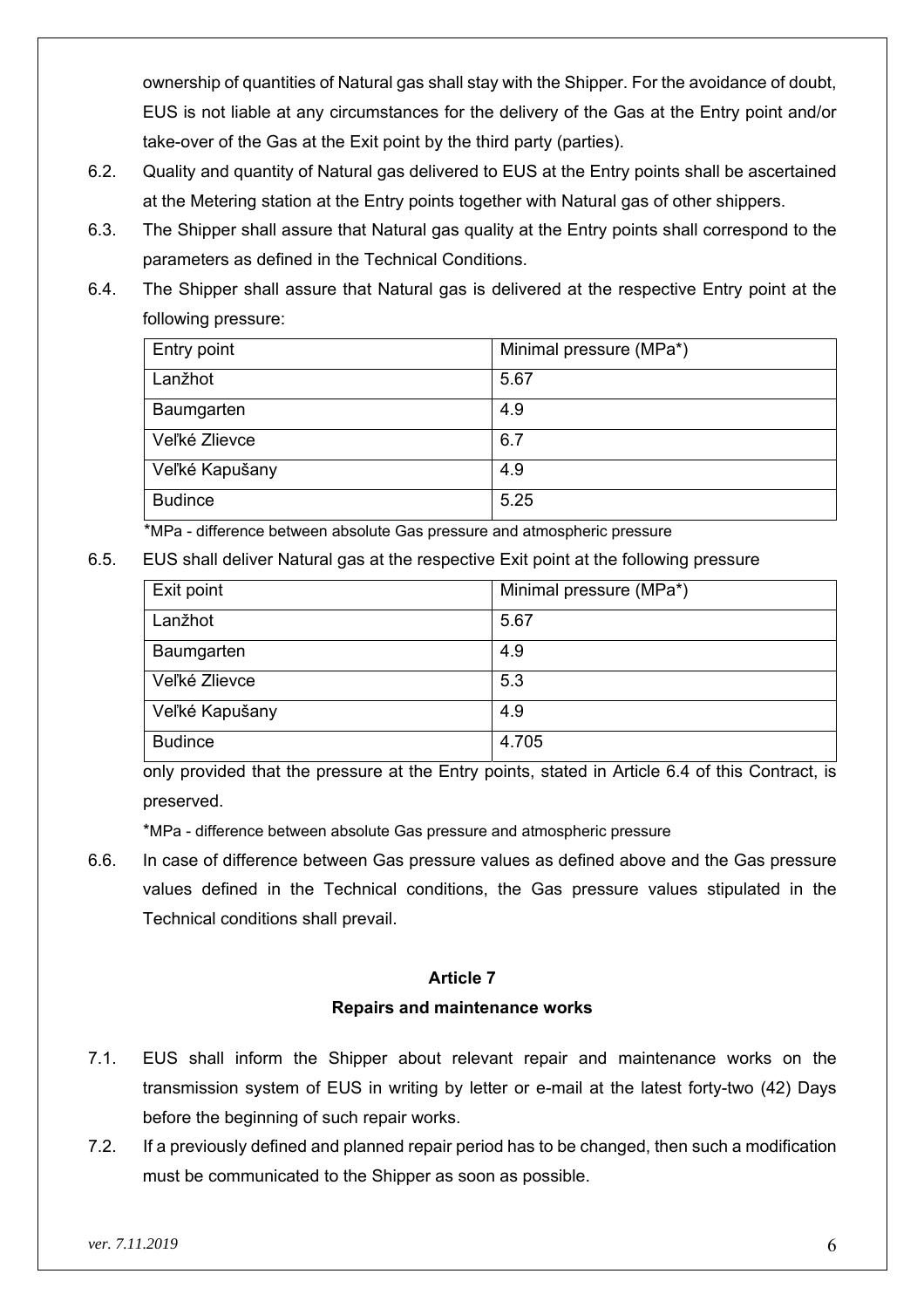ownership of quantities of Natural gas shall stay with the Shipper. For the avoidance of doubt, EUS is not liable at any circumstances for the delivery of the Gas at the Entry point and/or take-over of the Gas at the Exit point by the third party (parties).

6.2. Quality and quantity of Natural gas delivered to EUS at the Entry points shall be ascertained at the Metering station at the Entry points together with Natural gas of other shippers.

6.3. The Shipper shall assure that Natural gas quality at the Entry points shall correspond to the parameters as defined in the Technical Conditions.

6.4. The Shipper shall assure that Natural gas is delivered at the respective Entry point at the following pressure:

| Entry point | Minimal pressure (MPa*) |
|---|---|
| Lanžhot | 5.67 |
| Baumgarten | 4.9 |
| Veľké Zlievce | 6.7 |
| Veľké Kapušany | 4.9 |
| Budince | 5.25 |

*MPa - difference between absolute Gas pressure and atmospheric pressure

6.5. EUS shall deliver Natural gas at the respective Exit point at the following pressure

| Exit point | Minimal pressure (MPa*) |
|---|---|
| Lanžhot | 5.67 |
| Baumgarten | 4.9 |
| Veľké Zlievce | 5.3 |
| Veľké Kapušany | 4.9 |
| Budince | 4.705 |

only provided that the pressure at the Entry points, stated in Article 6.4 of this Contract, is preserved.

*MPa - difference between absolute Gas pressure and atmospheric pressure

6.6. In case of difference between Gas pressure values as defined above and the Gas pressure values defined in the Technical conditions, the Gas pressure values stipulated in the Technical conditions shall prevail.

## Article 7

## Repairs and maintenance works

7.1. EUS shall inform the Shipper about relevant repair and maintenance works on the transmission system of EUS in writing by letter or e-mail at the latest forty-two (42) Days before the beginning of such repair works.

7.2. If a previously defined and planned repair period has to be changed, then such a modification must be communicated to the Shipper as soon as possible.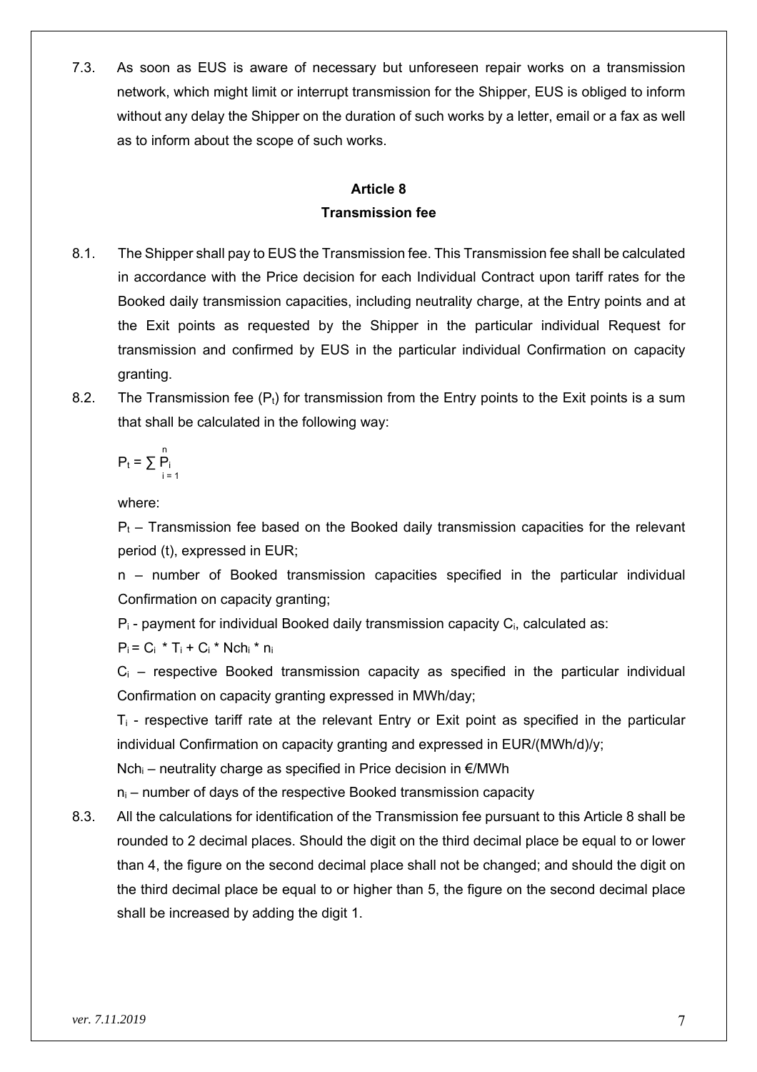7.3. As soon as EUS is aware of necessary but unforeseen repair works on a transmission network, which might limit or interrupt transmission for the Shipper, EUS is obliged to inform without any delay the Shipper on the duration of such works by a letter, email or a fax as well as to inform about the scope of such works.

## Article 8
## Transmission fee

8.1. The Shipper shall pay to EUS the Transmission fee. This Transmission fee shall be calculated in accordance with the Price decision for each Individual Contract upon tariff rates for the Booked daily transmission capacities, including neutrality charge, at the Entry points and at the Exit points as requested by the Shipper in the particular individual Request for transmission and confirmed by EUS in the particular individual Confirmation on capacity granting.

8.2. The Transmission fee ($P_t$) for transmission from the Entry points to the Exit points is a sum that shall be calculated in the following way:

$$P_t = \sum_{i=1}^{n} P_i$$

where:

$P_t$ – Transmission fee based on the Booked daily transmission capacities for the relevant period (t), expressed in EUR;

n – number of Booked transmission capacities specified in the particular individual Confirmation on capacity granting;

$P_i$ - payment for individual Booked daily transmission capacity $C_i$, calculated as:

$P_i = C_i * T_i + C_i * Nch_i * n_i$

$C_i$ – respective Booked transmission capacity as specified in the particular individual Confirmation on capacity granting expressed in MWh/day;

$T_i$ - respective tariff rate at the relevant Entry or Exit point as specified in the particular individual Confirmation on capacity granting and expressed in EUR/(MWh/d)/y;

$Nch_i$ – neutrality charge as specified in Price decision in €/MWh

$n_i$ – number of days of the respective Booked transmission capacity

8.3. All the calculations for identification of the Transmission fee pursuant to this Article 8 shall be rounded to 2 decimal places. Should the digit on the third decimal place be equal to or lower than 4, the figure on the second decimal place shall not be changed; and should the digit on the third decimal place be equal to or higher than 5, the figure on the second decimal place shall be increased by adding the digit 1.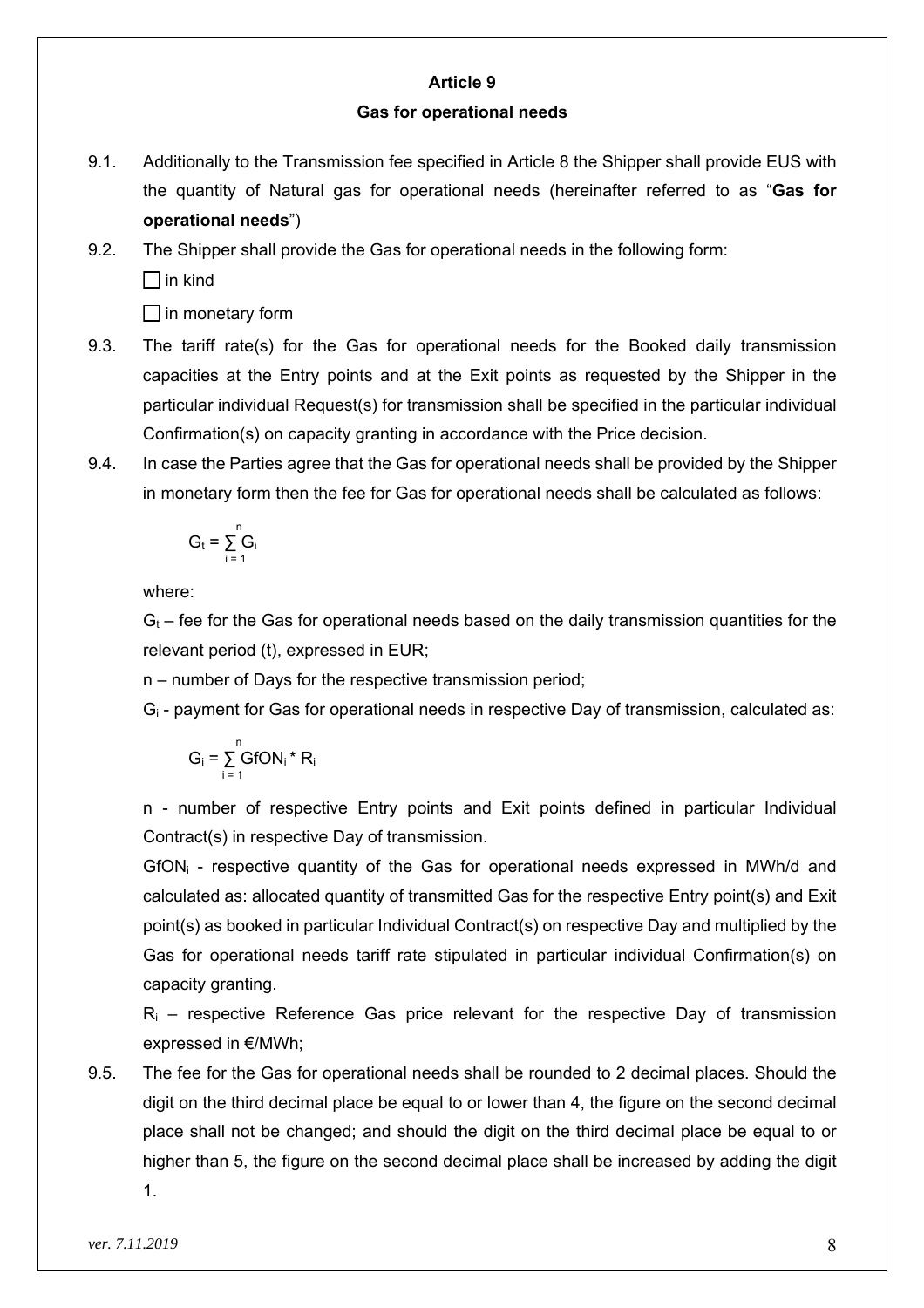## Article 9

## Gas for operational needs

9.1. Additionally to the Transmission fee specified in Article 8 the Shipper shall provide EUS with the quantity of Natural gas for operational needs (hereinafter referred to as "**Gas for operational needs**")

9.2. The Shipper shall provide the Gas for operational needs in the following form:

☐ in kind

☐ in monetary form

9.3. The tariff rate(s) for the Gas for operational needs for the Booked daily transmission capacities at the Entry points and at the Exit points as requested by the Shipper in the particular individual Request(s) for transmission shall be specified in the particular individual Confirmation(s) on capacity granting in accordance with the Price decision.

9.4. In case the Parties agree that the Gas for operational needs shall be provided by the Shipper in monetary form then the fee for Gas for operational needs shall be calculated as follows:

$$G_t = \sum_{i=1}^{n} G_i$$

where:

$G_t$ – fee for the Gas for operational needs based on the daily transmission quantities for the relevant period (t), expressed in EUR;

n – number of Days for the respective transmission period;

$G_i$ - payment for Gas for operational needs in respective Day of transmission, calculated as:

$$G_i = \sum_{i=1}^{n} GfON_i * R_i$$

n - number of respective Entry points and Exit points defined in particular Individual Contract(s) in respective Day of transmission.

$GfON_i$ - respective quantity of the Gas for operational needs expressed in MWh/d and calculated as: allocated quantity of transmitted Gas for the respective Entry point(s) and Exit point(s) as booked in particular Individual Contract(s) on respective Day and multiplied by the Gas for operational needs tariff rate stipulated in particular individual Confirmation(s) on capacity granting.

$R_i$ – respective Reference Gas price relevant for the respective Day of transmission expressed in €/MWh;

9.5. The fee for the Gas for operational needs shall be rounded to 2 decimal places. Should the digit on the third decimal place be equal to or lower than 4, the figure on the second decimal place shall not be changed; and should the digit on the third decimal place be equal to or higher than 5, the figure on the second decimal place shall be increased by adding the digit 1.

*ver. 7.11.2019*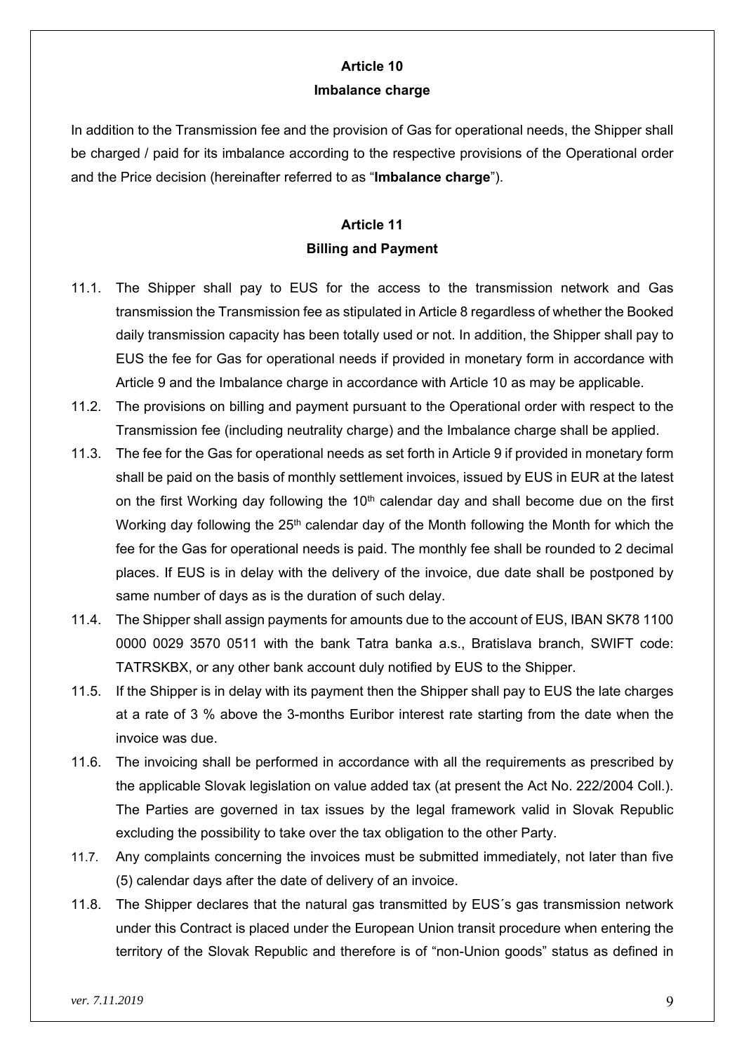## Article 10

## Imbalance charge

In addition to the Transmission fee and the provision of Gas for operational needs, the Shipper shall be charged / paid for its imbalance according to the respective provisions of the Operational order and the Price decision (hereinafter referred to as "**Imbalance charge**").

## Article 11

## Billing and Payment

11.1. The Shipper shall pay to EUS for the access to the transmission network and Gas transmission the Transmission fee as stipulated in Article 8 regardless of whether the Booked daily transmission capacity has been totally used or not. In addition, the Shipper shall pay to EUS the fee for Gas for operational needs if provided in monetary form in accordance with Article 9 and the Imbalance charge in accordance with Article 10 as may be applicable.

11.2. The provisions on billing and payment pursuant to the Operational order with respect to the Transmission fee (including neutrality charge) and the Imbalance charge shall be applied.

11.3. The fee for the Gas for operational needs as set forth in Article 9 if provided in monetary form shall be paid on the basis of monthly settlement invoices, issued by EUS in EUR at the latest on the first Working day following the 10th calendar day and shall become due on the first Working day following the 25th calendar day of the Month following the Month for which the fee for the Gas for operational needs is paid. The monthly fee shall be rounded to 2 decimal places. If EUS is in delay with the delivery of the invoice, due date shall be postponed by same number of days as is the duration of such delay.

11.4. The Shipper shall assign payments for amounts due to the account of EUS, IBAN SK78 1100 0000 0029 3570 0511 with the bank Tatra banka a.s., Bratislava branch, SWIFT code: TATRSKBX, or any other bank account duly notified by EUS to the Shipper.

11.5. If the Shipper is in delay with its payment then the Shipper shall pay to EUS the late charges at a rate of 3 % above the 3-months Euribor interest rate starting from the date when the invoice was due.

11.6. The invoicing shall be performed in accordance with all the requirements as prescribed by the applicable Slovak legislation on value added tax (at present the Act No. 222/2004 Coll.). The Parties are governed in tax issues by the legal framework valid in Slovak Republic excluding the possibility to take over the tax obligation to the other Party.

11.7. Any complaints concerning the invoices must be submitted immediately, not later than five (5) calendar days after the date of delivery of an invoice.

11.8. The Shipper declares that the natural gas transmitted by EUS´s gas transmission network under this Contract is placed under the European Union transit procedure when entering the territory of the Slovak Republic and therefore is of "non-Union goods" status as defined in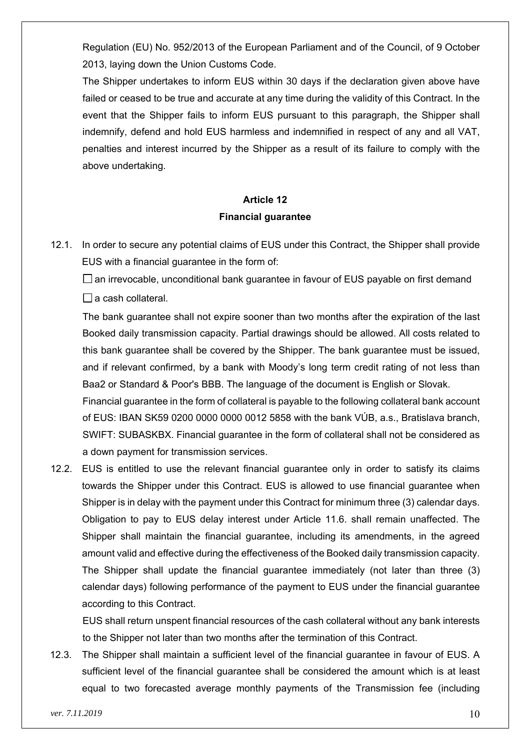Regulation (EU) No. 952/2013 of the European Parliament and of the Council, of 9 October 2013, laying down the Union Customs Code.

The Shipper undertakes to inform EUS within 30 days if the declaration given above have failed or ceased to be true and accurate at any time during the validity of this Contract. In the event that the Shipper fails to inform EUS pursuant to this paragraph, the Shipper shall indemnify, defend and hold EUS harmless and indemnified in respect of any and all VAT, penalties and interest incurred by the Shipper as a result of its failure to comply with the above undertaking.

## Article 12
## Financial guarantee

12.1. In order to secure any potential claims of EUS under this Contract, the Shipper shall provide EUS with a financial guarantee in the form of:

☐ an irrevocable, unconditional bank guarantee in favour of EUS payable on first demand

☐ a cash collateral.

The bank guarantee shall not expire sooner than two months after the expiration of the last Booked daily transmission capacity. Partial drawings should be allowed. All costs related to this bank guarantee shall be covered by the Shipper. The bank guarantee must be issued, and if relevant confirmed, by a bank with Moody's long term credit rating of not less than Baa2 or Standard & Poor's BBB. The language of the document is English or Slovak.

Financial guarantee in the form of collateral is payable to the following collateral bank account of EUS: IBAN SK59 0200 0000 0000 0012 5858 with the bank VÚB, a.s., Bratislava branch, SWIFT: SUBASKBX. Financial guarantee in the form of collateral shall not be considered as a down payment for transmission services.

12.2. EUS is entitled to use the relevant financial guarantee only in order to satisfy its claims towards the Shipper under this Contract. EUS is allowed to use financial guarantee when Shipper is in delay with the payment under this Contract for minimum three (3) calendar days. Obligation to pay to EUS delay interest under Article 11.6. shall remain unaffected. The Shipper shall maintain the financial guarantee, including its amendments, in the agreed amount valid and effective during the effectiveness of the Booked daily transmission capacity. The Shipper shall update the financial guarantee immediately (not later than three (3) calendar days) following performance of the payment to EUS under the financial guarantee according to this Contract.

EUS shall return unspent financial resources of the cash collateral without any bank interests to the Shipper not later than two months after the termination of this Contract.

12.3. The Shipper shall maintain a sufficient level of the financial guarantee in favour of EUS. A sufficient level of the financial guarantee shall be considered the amount which is at least equal to two forecasted average monthly payments of the Transmission fee (including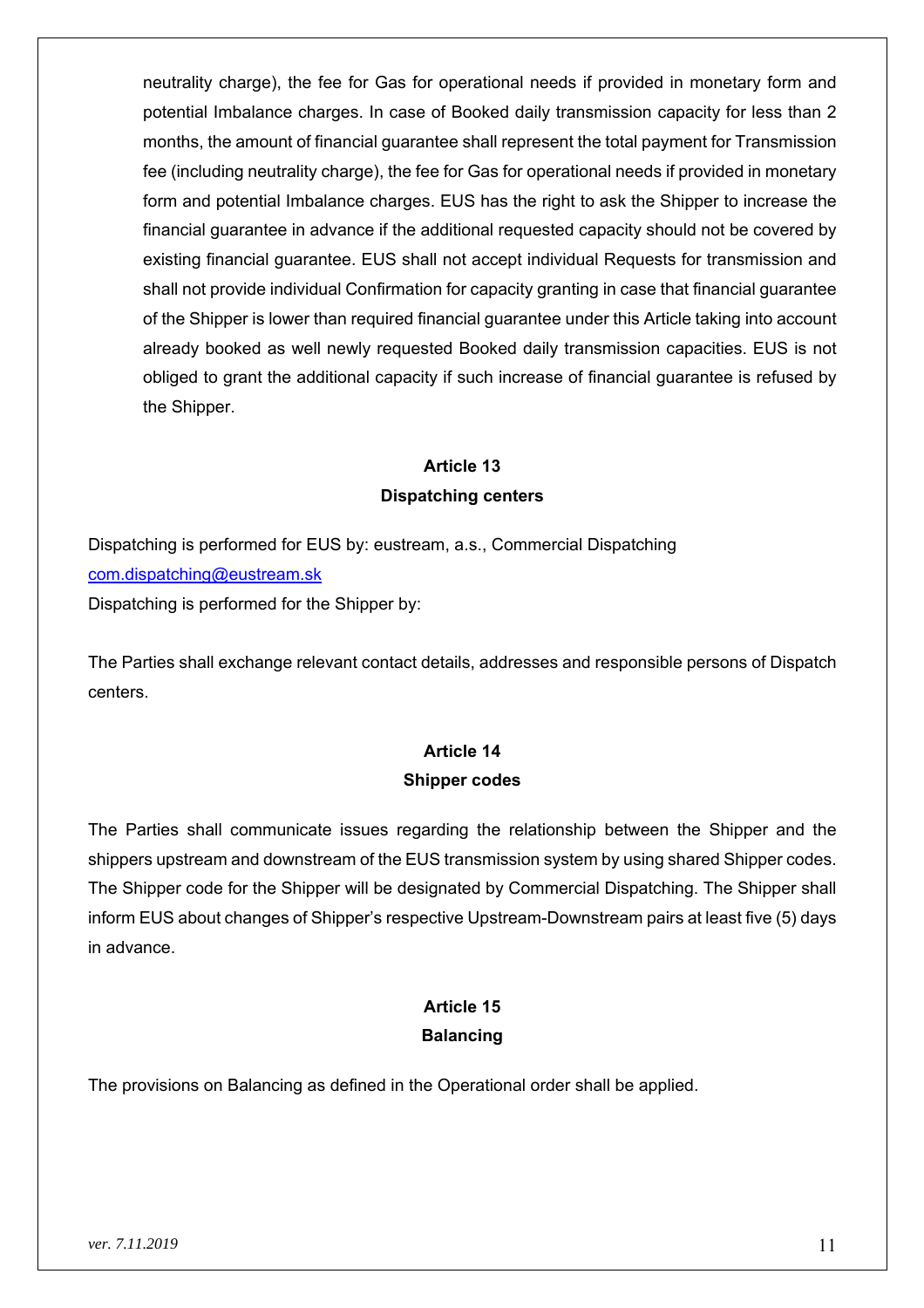neutrality charge), the fee for Gas for operational needs if provided in monetary form and potential Imbalance charges. In case of Booked daily transmission capacity for less than 2 months, the amount of financial guarantee shall represent the total payment for Transmission fee (including neutrality charge), the fee for Gas for operational needs if provided in monetary form and potential Imbalance charges. EUS has the right to ask the Shipper to increase the financial guarantee in advance if the additional requested capacity should not be covered by existing financial guarantee. EUS shall not accept individual Requests for transmission and shall not provide individual Confirmation for capacity granting in case that financial guarantee of the Shipper is lower than required financial guarantee under this Article taking into account already booked as well newly requested Booked daily transmission capacities. EUS is not obliged to grant the additional capacity if such increase of financial guarantee is refused by the Shipper.

## Article 13
## Dispatching centers

Dispatching is performed for EUS by: eustream, a.s., Commercial Dispatching
com.dispatching@eustream.sk
Dispatching is performed for the Shipper by:

The Parties shall exchange relevant contact details, addresses and responsible persons of Dispatch centers.

## Article 14
## Shipper codes

The Parties shall communicate issues regarding the relationship between the Shipper and the shippers upstream and downstream of the EUS transmission system by using shared Shipper codes. The Shipper code for the Shipper will be designated by Commercial Dispatching. The Shipper shall inform EUS about changes of Shipper's respective Upstream-Downstream pairs at least five (5) days in advance.

## Article 15
## Balancing

The provisions on Balancing as defined in the Operational order shall be applied.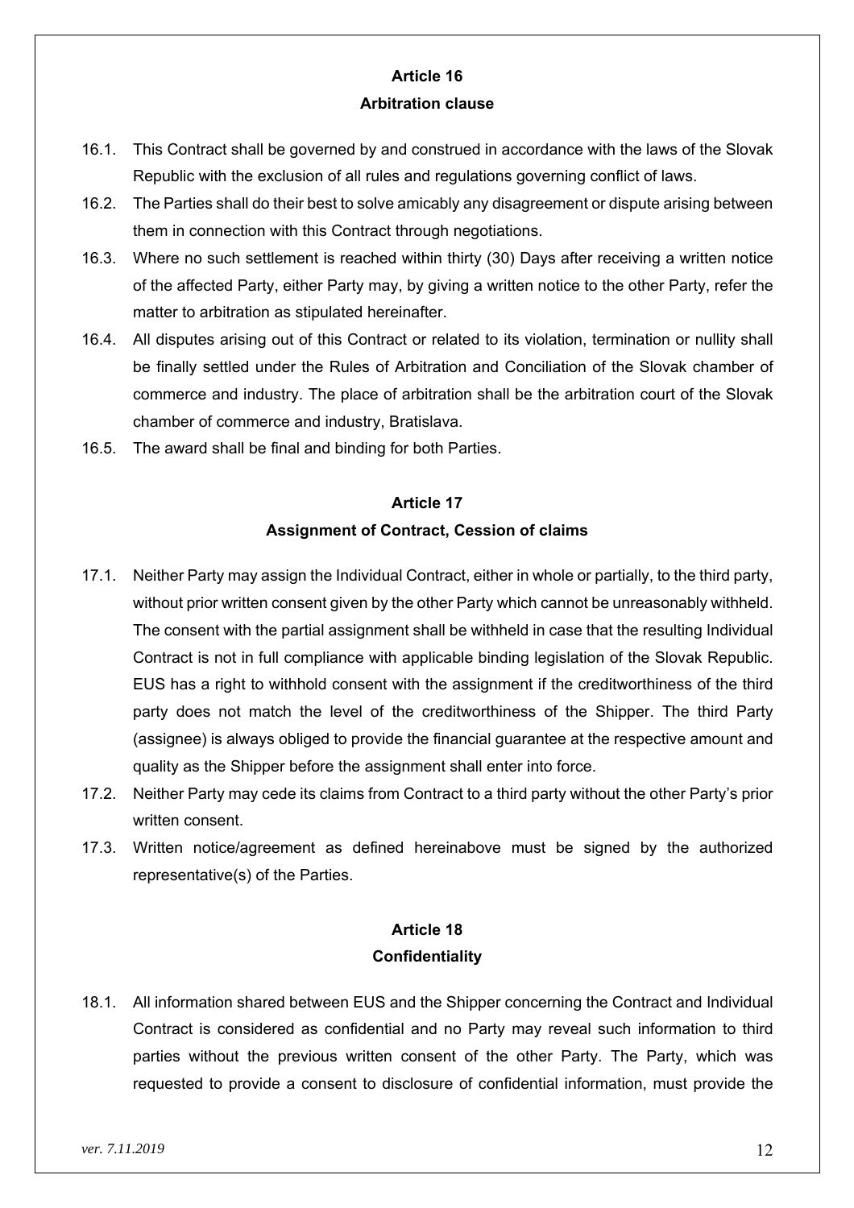## Article 16
## Arbitration clause

16.1. This Contract shall be governed by and construed in accordance with the laws of the Slovak Republic with the exclusion of all rules and regulations governing conflict of laws.

16.2. The Parties shall do their best to solve amicably any disagreement or dispute arising between them in connection with this Contract through negotiations.

16.3. Where no such settlement is reached within thirty (30) Days after receiving a written notice of the affected Party, either Party may, by giving a written notice to the other Party, refer the matter to arbitration as stipulated hereinafter.

16.4. All disputes arising out of this Contract or related to its violation, termination or nullity shall be finally settled under the Rules of Arbitration and Conciliation of the Slovak chamber of commerce and industry. The place of arbitration shall be the arbitration court of the Slovak chamber of commerce and industry, Bratislava.

16.5. The award shall be final and binding for both Parties.

## Article 17
## Assignment of Contract, Cession of claims

17.1. Neither Party may assign the Individual Contract, either in whole or partially, to the third party, without prior written consent given by the other Party which cannot be unreasonably withheld. The consent with the partial assignment shall be withheld in case that the resulting Individual Contract is not in full compliance with applicable binding legislation of the Slovak Republic. EUS has a right to withhold consent with the assignment if the creditworthiness of the third party does not match the level of the creditworthiness of the Shipper. The third Party (assignee) is always obliged to provide the financial guarantee at the respective amount and quality as the Shipper before the assignment shall enter into force.

17.2. Neither Party may cede its claims from Contract to a third party without the other Party's prior written consent.

17.3. Written notice/agreement as defined hereinabove must be signed by the authorized representative(s) of the Parties.

## Article 18
## Confidentiality

18.1. All information shared between EUS and the Shipper concerning the Contract and Individual Contract is considered as confidential and no Party may reveal such information to third parties without the previous written consent of the other Party. The Party, which was requested to provide a consent to disclosure of confidential information, must provide the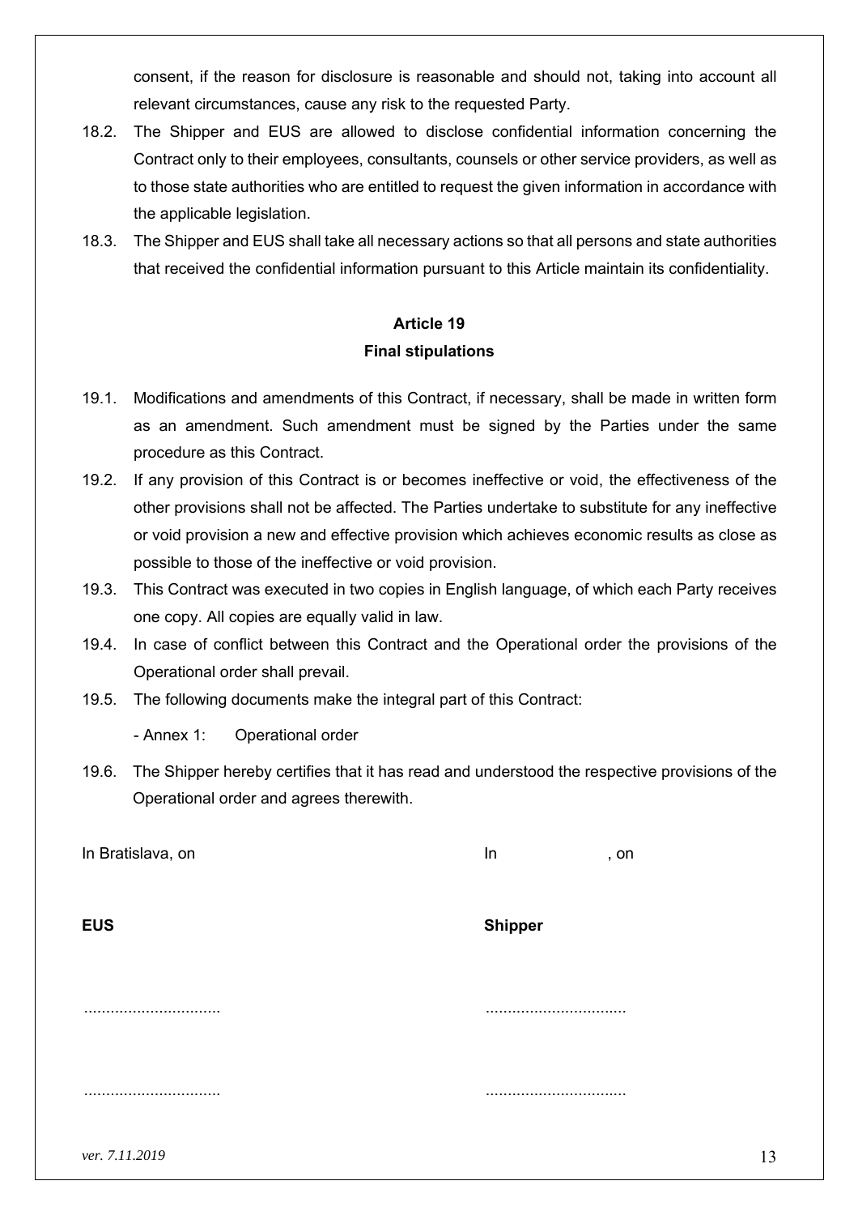consent, if the reason for disclosure is reasonable and should not, taking into account all relevant circumstances, cause any risk to the requested Party.

18.2. The Shipper and EUS are allowed to disclose confidential information concerning the Contract only to their employees, consultants, counsels or other service providers, as well as to those state authorities who are entitled to request the given information in accordance with the applicable legislation.

18.3. The Shipper and EUS shall take all necessary actions so that all persons and state authorities that received the confidential information pursuant to this Article maintain its confidentiality.

**Article 19**

**Final stipulations**

19.1. Modifications and amendments of this Contract, if necessary, shall be made in written form as an amendment. Such amendment must be signed by the Parties under the same procedure as this Contract.

19.2. If any provision of this Contract is or becomes ineffective or void, the effectiveness of the other provisions shall not be affected. The Parties undertake to substitute for any ineffective or void provision a new and effective provision which achieves economic results as close as possible to those of the ineffective or void provision.

19.3. This Contract was executed in two copies in English language, of which each Party receives one copy. All copies are equally valid in law.

19.4. In case of conflict between this Contract and the Operational order the provisions of the Operational order shall prevail.

19.5. The following documents make the integral part of this Contract:

- Annex 1: Operational order

19.6. The Shipper hereby certifies that it has read and understood the respective provisions of the Operational order and agrees therewith.

| | |
|---|---|
| In Bratislava, on | In , on |
| **EUS** | **Shipper** |
| .............................. | ................................ |
| .............................. | ................................ |

*ver. 7.11.2019*